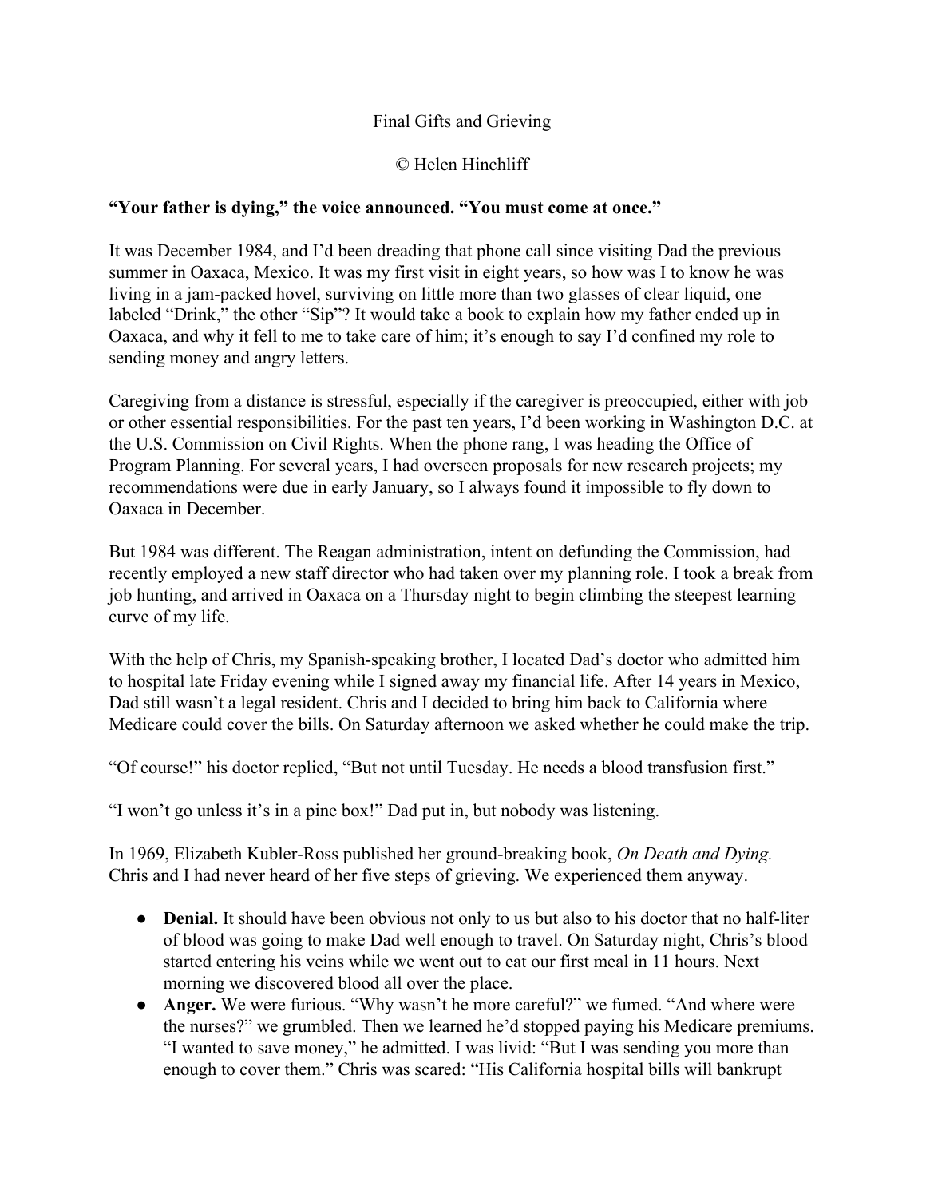# Final Gifts and Grieving

© Helen Hinchliff

**"Your father is dying," the voice announced. "You must come at once."**

It was December 1984, and I'd been dreading that phone call since visiting Dad the previous summer in Oaxaca, Mexico. It was my first visit in eight years, so how was I to know he was living in a jam-packed hovel, surviving on little more than two glasses of clear liquid, one labeled "Drink," the other "Sip"? It would take a book to explain how my father ended up in Oaxaca, and why it fell to me to take care of him; it's enough to say I'd confined my role to sending money and angry letters.

Caregiving from a distance is stressful, especially if the caregiver is preoccupied, either with job or other essential responsibilities. For the past ten years, I'd been working in Washington D.C. at the U.S. Commission on Civil Rights. When the phone rang, I was heading the Office of Program Planning. For several years, I had overseen proposals for new research projects; my recommendations were due in early January, so I always found it impossible to fly down to Oaxaca in December.

But 1984 was different. The Reagan administration, intent on defunding the Commission, had recently employed a new staff director who had taken over my planning role. I took a break from job hunting, and arrived in Oaxaca on a Thursday night to begin climbing the steepest learning curve of my life.

With the help of Chris, my Spanish-speaking brother, I located Dad's doctor who admitted him to hospital late Friday evening while I signed away my financial life. After 14 years in Mexico, Dad still wasn't a legal resident. Chris and I decided to bring him back to California where Medicare could cover the bills. On Saturday afternoon we asked whether he could make the trip.

"Of course!" his doctor replied, "But not until Tuesday. He needs a blood transfusion first."

"I won't go unless it's in a pine box!" Dad put in, but nobody was listening.

In 1969, Elizabeth Kubler-Ross published her ground-breaking book, *On Death and Dying.* Chris and I had never heard of her five steps of grieving. We experienced them anyway.

- **Denial.** It should have been obvious not only to us but also to his doctor that no half-liter of blood was going to make Dad well enough to travel. On Saturday night, Chris's blood started entering his veins while we went out to eat our first meal in 11 hours. Next morning we discovered blood all over the place.
- **Anger.** We were furious. "Why wasn't he more careful?" we fumed. "And where were the nurses?" we grumbled. Then we learned he'd stopped paying his Medicare premiums. "I wanted to save money," he admitted. I was livid: "But I was sending you more than enough to cover them." Chris was scared: "His California hospital bills will bankrupt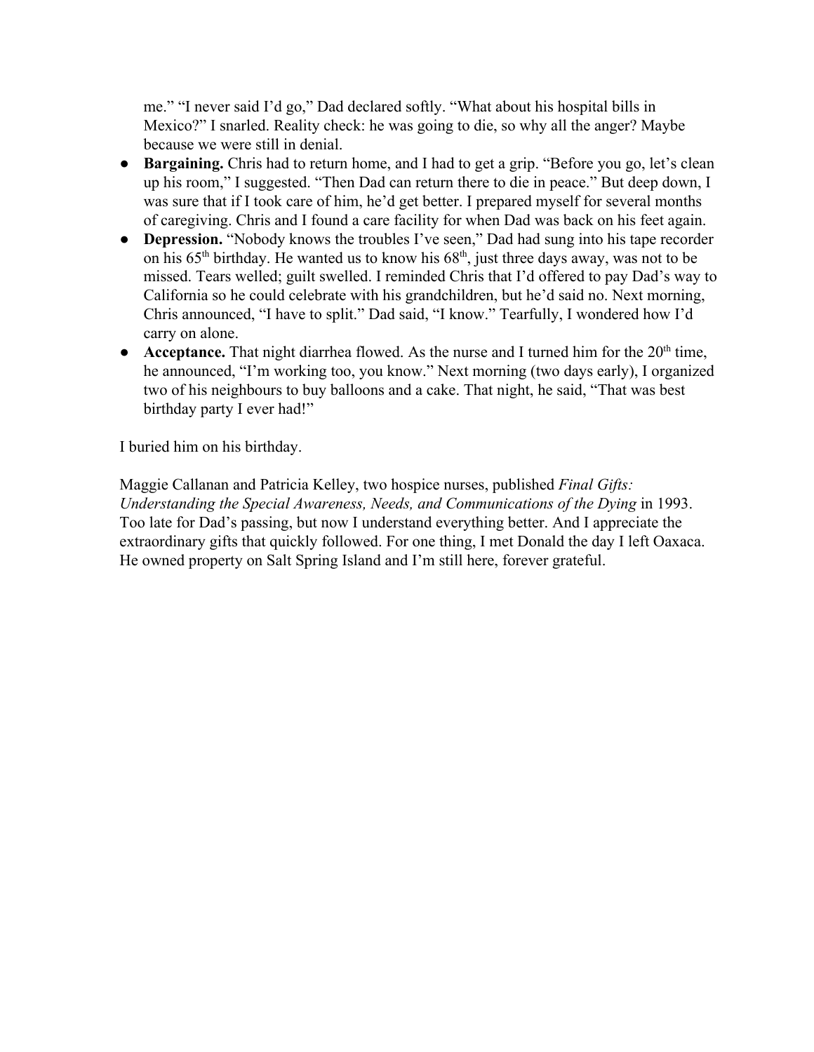me." "I never said I'd go," Dad declared softly. "What about his hospital bills in Mexico?" I snarled. Reality check: he was going to die, so why all the anger? Maybe because we were still in denial.

- **Bargaining.** Chris had to return home, and I had to get a grip. "Before you go, let's clean up his room," I suggested. "Then Dad can return there to die in peace." But deep down, I was sure that if I took care of him, he'd get better. I prepared myself for several months of caregiving. Chris and I found a care facility for when Dad was back on his feet again.
- **Depression.** "Nobody knows the troubles I've seen," Dad had sung into his tape recorder on his 65th birthday. He wanted us to know his 68th, just three days away, was not to be missed. Tears welled; guilt swelled. I reminded Chris that I'd offered to pay Dad's way to California so he could celebrate with his grandchildren, but he'd said no. Next morning, Chris announced, "I have to split." Dad said, "I know." Tearfully, I wondered how I'd carry on alone.
- **Acceptance.** That night diarrhea flowed. As the nurse and I turned him for the 20th time, he announced, "I'm working too, you know." Next morning (two days early), I organized two of his neighbours to buy balloons and a cake. That night, he said, "That was best birthday party I ever had!"

I buried him on his birthday.

Maggie Callanan and Patricia Kelley, two hospice nurses, published *Final Gifts: Understanding the Special Awareness, Needs, and Communications of the Dying* in 1993. Too late for Dad's passing, but now I understand everything better. And I appreciate the extraordinary gifts that quickly followed. For one thing, I met Donald the day I left Oaxaca. He owned property on Salt Spring Island and I'm still here, forever grateful.